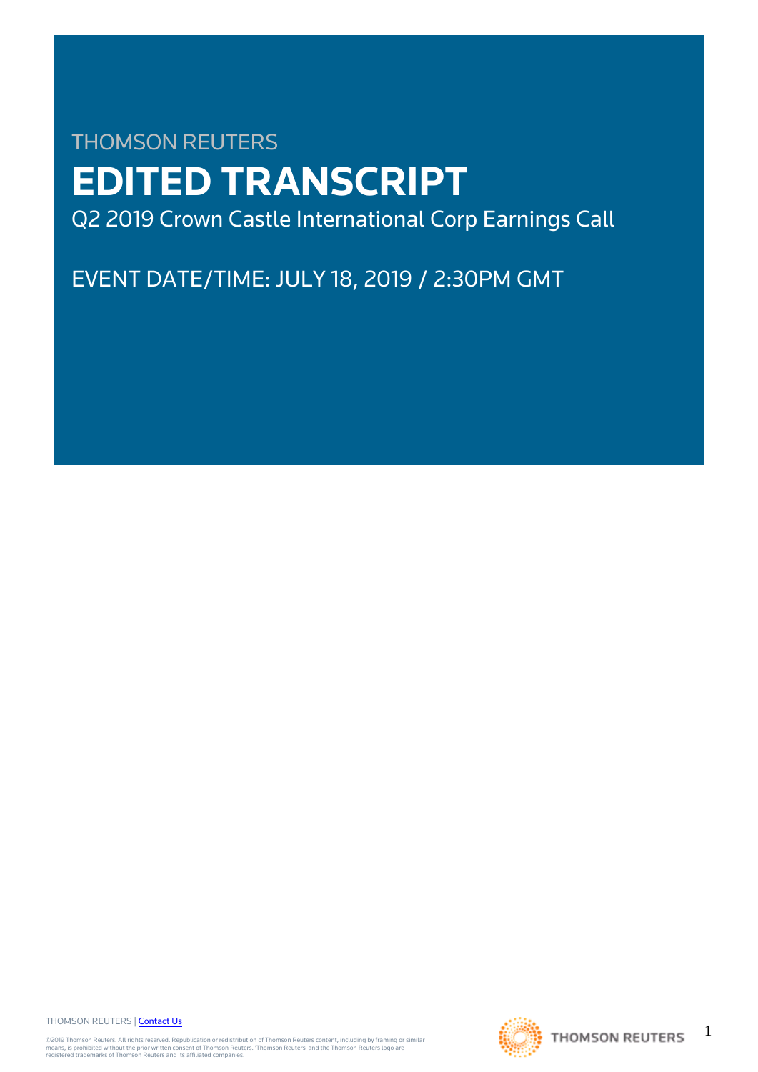THOMSON REUTERS

# EDITED TRANSCRIPT

Q2 2019 Crown Castle International Corp Earnings Call

EVENT DATE/TIME: JULY 18, 2019 / 2:30PM GMT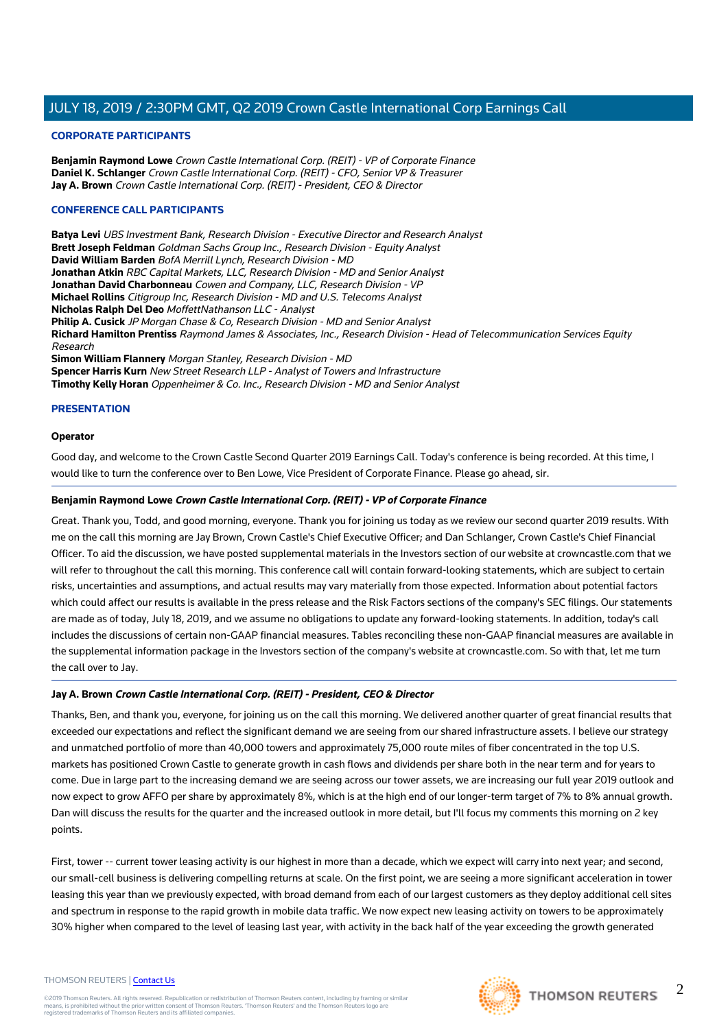## CORPORATE PARTICIPANTS

**Benjamin Raymond Lowe** *Crown Castle International Corp. (REIT) - VP of Corporate Finance*
**Daniel K. Schlanger** *Crown Castle International Corp. (REIT) - CFO, Senior VP & Treasurer*
**Jay A. Brown** *Crown Castle International Corp. (REIT) - President, CEO & Director*

## CONFERENCE CALL PARTICIPANTS

**Batya Levi** *UBS Investment Bank, Research Division - Executive Director and Research Analyst*
**Brett Joseph Feldman** *Goldman Sachs Group Inc., Research Division - Equity Analyst*
**David William Barden** *BofA Merrill Lynch, Research Division - MD*
**Jonathan Atkin** *RBC Capital Markets, LLC, Research Division - MD and Senior Analyst*
**Jonathan David Charbonneau** *Cowen and Company, LLC, Research Division - VP*
**Michael Rollins** *Citigroup Inc, Research Division - MD and U.S. Telecoms Analyst*
**Nicholas Ralph Del Deo** *MoffettNathanson LLC - Analyst*
**Philip A. Cusick** *JP Morgan Chase & Co, Research Division - MD and Senior Analyst*
**Richard Hamilton Prentiss** *Raymond James & Associates, Inc., Research Division - Head of Telecommunication Services Equity Research*
**Simon William Flannery** *Morgan Stanley, Research Division - MD*
**Spencer Harris Kurn** *New Street Research LLP - Analyst of Towers and Infrastructure*
**Timothy Kelly Horan** *Oppenheimer & Co. Inc., Research Division - MD and Senior Analyst*

## PRESENTATION

### Operator

Good day, and welcome to the Crown Castle Second Quarter 2019 Earnings Call. Today's conference is being recorded. At this time, I would like to turn the conference over to Ben Lowe, Vice President of Corporate Finance. Please go ahead, sir.

### Benjamin Raymond Lowe *Crown Castle International Corp. (REIT) - VP of Corporate Finance*

Great. Thank you, Todd, and good morning, everyone. Thank you for joining us today as we review our second quarter 2019 results. With me on the call this morning are Jay Brown, Crown Castle's Chief Executive Officer; and Dan Schlanger, Crown Castle's Chief Financial Officer. To aid the discussion, we have posted supplemental materials in the Investors section of our website at crowncastle.com that we will refer to throughout the call this morning. This conference call will contain forward-looking statements, which are subject to certain risks, uncertainties and assumptions, and actual results may vary materially from those expected. Information about potential factors which could affect our results is available in the press release and the Risk Factors sections of the company's SEC filings. Our statements are made as of today, July 18, 2019, and we assume no obligations to update any forward-looking statements. In addition, today's call includes the discussions of certain non-GAAP financial measures. Tables reconciling these non-GAAP financial measures are available in the supplemental information package in the Investors section of the company's website at crowncastle.com. So with that, let me turn the call over to Jay.

### Jay A. Brown *Crown Castle International Corp. (REIT) - President, CEO & Director*

Thanks, Ben, and thank you, everyone, for joining us on the call this morning. We delivered another quarter of great financial results that exceeded our expectations and reflect the significant demand we are seeing from our shared infrastructure assets. I believe our strategy and unmatched portfolio of more than 40,000 towers and approximately 75,000 route miles of fiber concentrated in the top U.S. markets has positioned Crown Castle to generate growth in cash flows and dividends per share both in the near term and for years to come. Due in large part to the increasing demand we are seeing across our tower assets, we are increasing our full year 2019 outlook and now expect to grow AFFO per share by approximately 8%, which is at the high end of our longer-term target of 7% to 8% annual growth. Dan will discuss the results for the quarter and the increased outlook in more detail, but I'll focus my comments this morning on 2 key points.

First, tower -- current tower leasing activity is our highest in more than a decade, which we expect will carry into next year; and second, our small-cell business is delivering compelling returns at scale. On the first point, we are seeing a more significant acceleration in tower leasing this year than we previously expected, with broad demand from each of our largest customers as they deploy additional cell sites and spectrum in response to the rapid growth in mobile data traffic. We now expect new leasing activity on towers to be approximately 30% higher when compared to the level of leasing last year, with activity in the back half of the year exceeding the growth generated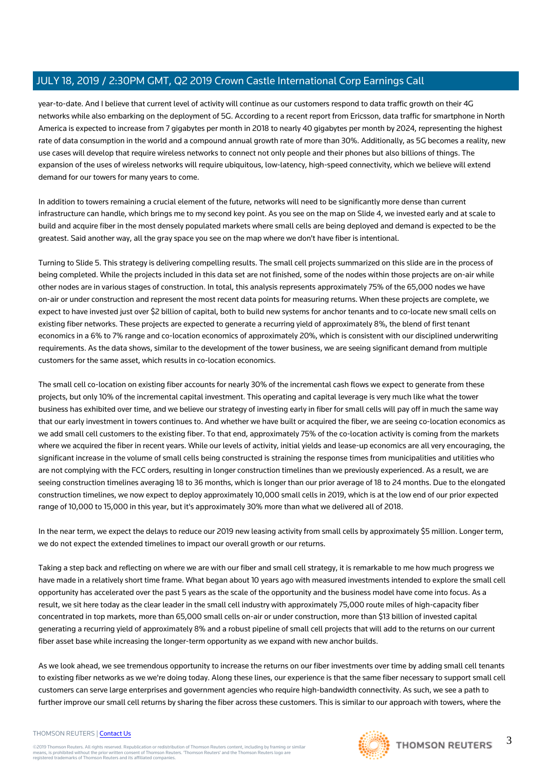year-to-date. And I believe that current level of activity will continue as our customers respond to data traffic growth on their 4G networks while also embarking on the deployment of 5G. According to a recent report from Ericsson, data traffic for smartphone in North America is expected to increase from 7 gigabytes per month in 2018 to nearly 40 gigabytes per month by 2024, representing the highest rate of data consumption in the world and a compound annual growth rate of more than 30%. Additionally, as 5G becomes a reality, new use cases will develop that require wireless networks to connect not only people and their phones but also billions of things. The expansion of the uses of wireless networks will require ubiquitous, low-latency, high-speed connectivity, which we believe will extend demand for our towers for many years to come.

In addition to towers remaining a crucial element of the future, networks will need to be significantly more dense than current infrastructure can handle, which brings me to my second key point. As you see on the map on Slide 4, we invested early and at scale to build and acquire fiber in the most densely populated markets where small cells are being deployed and demand is expected to be the greatest. Said another way, all the gray space you see on the map where we don't have fiber is intentional.

Turning to Slide 5. This strategy is delivering compelling results. The small cell projects summarized on this slide are in the process of being completed. While the projects included in this data set are not finished, some of the nodes within those projects are on-air while other nodes are in various stages of construction. In total, this analysis represents approximately 75% of the 65,000 nodes we have on-air or under construction and represent the most recent data points for measuring returns. When these projects are complete, we expect to have invested just over $2 billion of capital, both to build new systems for anchor tenants and to co-locate new small cells on existing fiber networks. These projects are expected to generate a recurring yield of approximately 8%, the blend of first tenant economics in a 6% to 7% range and co-location economics of approximately 20%, which is consistent with our disciplined underwriting requirements. As the data shows, similar to the development of the tower business, we are seeing significant demand from multiple customers for the same asset, which results in co-location economics.

The small cell co-location on existing fiber accounts for nearly 30% of the incremental cash flows we expect to generate from these projects, but only 10% of the incremental capital investment. This operating and capital leverage is very much like what the tower business has exhibited over time, and we believe our strategy of investing early in fiber for small cells will pay off in much the same way that our early investment in towers continues to. And whether we have built or acquired the fiber, we are seeing co-location economics as we add small cell customers to the existing fiber. To that end, approximately 75% of the co-location activity is coming from the markets where we acquired the fiber in recent years. While our levels of activity, initial yields and lease-up economics are all very encouraging, the significant increase in the volume of small cells being constructed is straining the response times from municipalities and utilities who are not complying with the FCC orders, resulting in longer construction timelines than we previously experienced. As a result, we are seeing construction timelines averaging 18 to 36 months, which is longer than our prior average of 18 to 24 months. Due to the elongated construction timelines, we now expect to deploy approximately 10,000 small cells in 2019, which is at the low end of our prior expected range of 10,000 to 15,000 in this year, but it's approximately 30% more than what we delivered all of 2018.

In the near term, we expect the delays to reduce our 2019 new leasing activity from small cells by approximately $5 million. Longer term, we do not expect the extended timelines to impact our overall growth or our returns.

Taking a step back and reflecting on where we are with our fiber and small cell strategy, it is remarkable to me how much progress we have made in a relatively short time frame. What began about 10 years ago with measured investments intended to explore the small cell opportunity has accelerated over the past 5 years as the scale of the opportunity and the business model have come into focus. As a result, we sit here today as the clear leader in the small cell industry with approximately 75,000 route miles of high-capacity fiber concentrated in top markets, more than 65,000 small cells on-air or under construction, more than $13 billion of invested capital generating a recurring yield of approximately 8% and a robust pipeline of small cell projects that will add to the returns on our current fiber asset base while increasing the longer-term opportunity as we expand with new anchor builds.

As we look ahead, we see tremendous opportunity to increase the returns on our fiber investments over time by adding small cell tenants to existing fiber networks as we we're doing today. Along these lines, our experience is that the same fiber necessary to support small cell customers can serve large enterprises and government agencies who require high-bandwidth connectivity. As such, we see a path to further improve our small cell returns by sharing the fiber across these customers. This is similar to our approach with towers, where the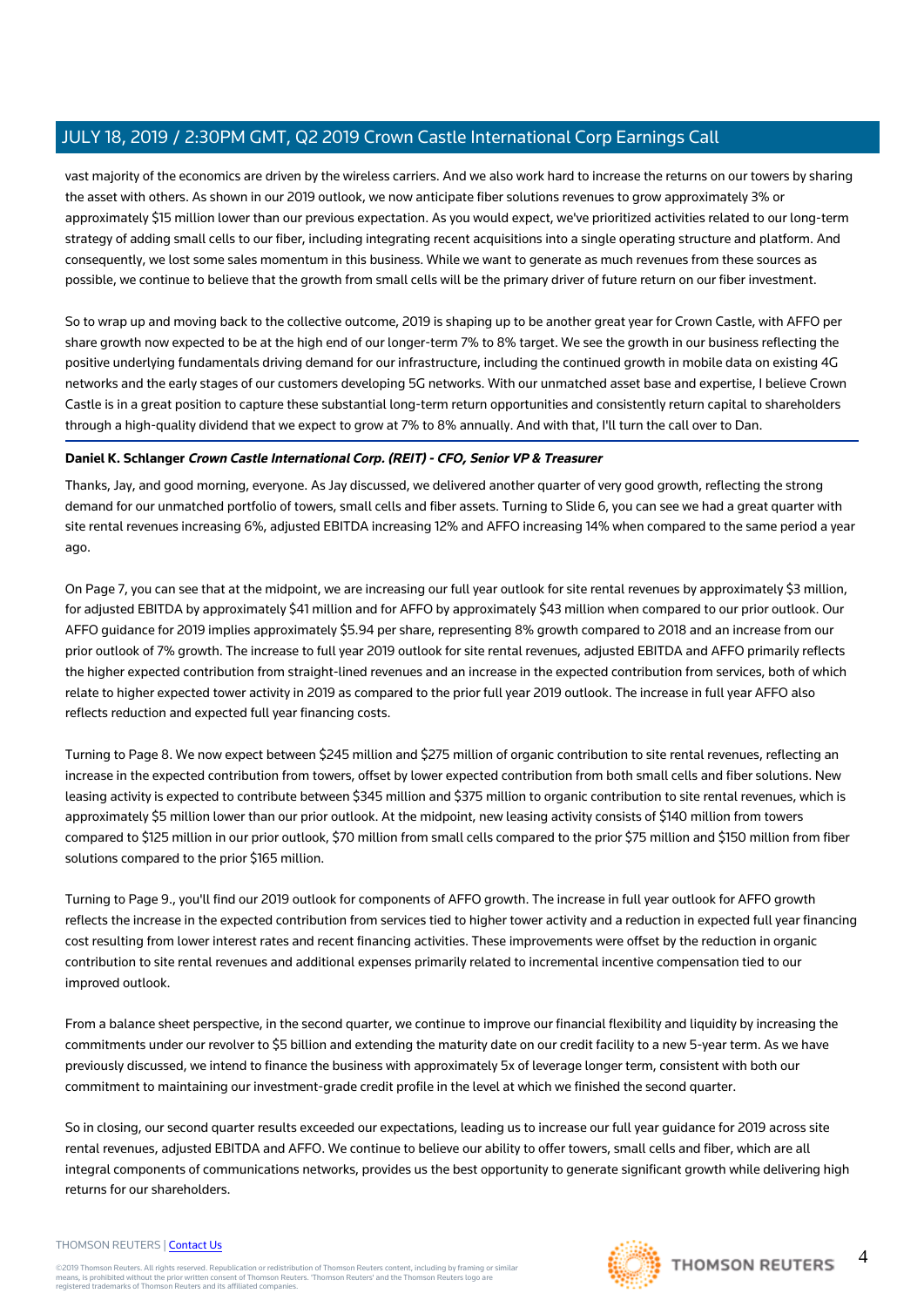vast majority of the economics are driven by the wireless carriers. And we also work hard to increase the returns on our towers by sharing the asset with others. As shown in our 2019 outlook, we now anticipate fiber solutions revenues to grow approximately 3% or approximately $15 million lower than our previous expectation. As you would expect, we've prioritized activities related to our long-term strategy of adding small cells to our fiber, including integrating recent acquisitions into a single operating structure and platform. And consequently, we lost some sales momentum in this business. While we want to generate as much revenues from these sources as possible, we continue to believe that the growth from small cells will be the primary driver of future return on our fiber investment.

So to wrap up and moving back to the collective outcome, 2019 is shaping up to be another great year for Crown Castle, with AFFO per share growth now expected to be at the high end of our longer-term 7% to 8% target. We see the growth in our business reflecting the positive underlying fundamentals driving demand for our infrastructure, including the continued growth in mobile data on existing 4G networks and the early stages of our customers developing 5G networks. With our unmatched asset base and expertise, I believe Crown Castle is in a great position to capture these substantial long-term return opportunities and consistently return capital to shareholders through a high-quality dividend that we expect to grow at 7% to 8% annually. And with that, I'll turn the call over to Dan.

**Daniel K. Schlanger** ***Crown Castle International Corp. (REIT) - CFO, Senior VP & Treasurer***

Thanks, Jay, and good morning, everyone. As Jay discussed, we delivered another quarter of very good growth, reflecting the strong demand for our unmatched portfolio of towers, small cells and fiber assets. Turning to Slide 6, you can see we had a great quarter with site rental revenues increasing 6%, adjusted EBITDA increasing 12% and AFFO increasing 14% when compared to the same period a year ago.

On Page 7, you can see that at the midpoint, we are increasing our full year outlook for site rental revenues by approximately $3 million, for adjusted EBITDA by approximately $41 million and for AFFO by approximately $43 million when compared to our prior outlook. Our AFFO guidance for 2019 implies approximately $5.94 per share, representing 8% growth compared to 2018 and an increase from our prior outlook of 7% growth. The increase to full year 2019 outlook for site rental revenues, adjusted EBITDA and AFFO primarily reflects the higher expected contribution from straight-lined revenues and an increase in the expected contribution from services, both of which relate to higher expected tower activity in 2019 as compared to the prior full year 2019 outlook. The increase in full year AFFO also reflects reduction and expected full year financing costs.

Turning to Page 8. We now expect between $245 million and $275 million of organic contribution to site rental revenues, reflecting an increase in the expected contribution from towers, offset by lower expected contribution from both small cells and fiber solutions. New leasing activity is expected to contribute between $345 million and $375 million to organic contribution to site rental revenues, which is approximately $5 million lower than our prior outlook. At the midpoint, new leasing activity consists of $140 million from towers compared to $125 million in our prior outlook, $70 million from small cells compared to the prior $75 million and $150 million from fiber solutions compared to the prior $165 million.

Turning to Page 9., you'll find our 2019 outlook for components of AFFO growth. The increase in full year outlook for AFFO growth reflects the increase in the expected contribution from services tied to higher tower activity and a reduction in expected full year financing cost resulting from lower interest rates and recent financing activities. These improvements were offset by the reduction in organic contribution to site rental revenues and additional expenses primarily related to incremental incentive compensation tied to our improved outlook.

From a balance sheet perspective, in the second quarter, we continue to improve our financial flexibility and liquidity by increasing the commitments under our revolver to $5 billion and extending the maturity date on our credit facility to a new 5-year term. As we have previously discussed, we intend to finance the business with approximately 5x of leverage longer term, consistent with both our commitment to maintaining our investment-grade credit profile in the level at which we finished the second quarter.

So in closing, our second quarter results exceeded our expectations, leading us to increase our full year guidance for 2019 across site rental revenues, adjusted EBITDA and AFFO. We continue to believe our ability to offer towers, small cells and fiber, which are all integral components of communications networks, provides us the best opportunity to generate significant growth while delivering high returns for our shareholders.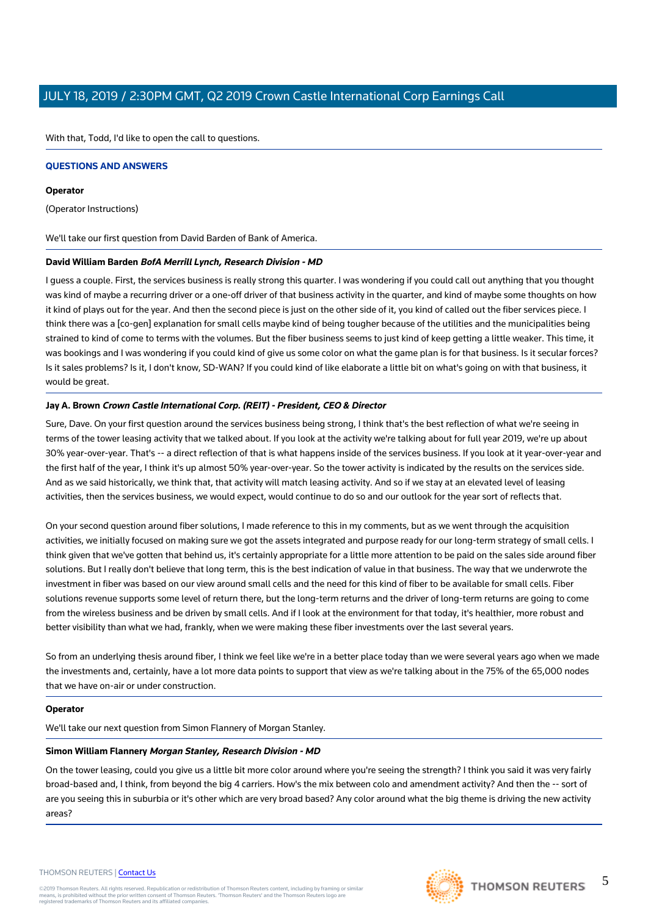With that, Todd, I'd like to open the call to questions.

## QUESTIONS AND ANSWERS

**Operator**

(Operator Instructions)

We'll take our first question from David Barden of Bank of America.

**David William Barden** ***BofA Merrill Lynch, Research Division - MD***

I guess a couple. First, the services business is really strong this quarter. I was wondering if you could call out anything that you thought was kind of maybe a recurring driver or a one-off driver of that business activity in the quarter, and kind of maybe some thoughts on how it kind of plays out for the year. And then the second piece is just on the other side of it, you kind of called out the fiber services piece. I think there was a [co-gen] explanation for small cells maybe kind of being tougher because of the utilities and the municipalities being strained to kind of come to terms with the volumes. But the fiber business seems to just kind of keep getting a little weaker. This time, it was bookings and I was wondering if you could kind of give us some color on what the game plan is for that business. Is it secular forces? Is it sales problems? Is it, I don't know, SD-WAN? If you could kind of like elaborate a little bit on what's going on with that business, it would be great.

**Jay A. Brown** ***Crown Castle International Corp. (REIT) - President, CEO & Director***

Sure, Dave. On your first question around the services business being strong, I think that's the best reflection of what we're seeing in terms of the tower leasing activity that we talked about. If you look at the activity we're talking about for full year 2019, we're up about 30% year-over-year. That's -- a direct reflection of that is what happens inside of the services business. If you look at it year-over-year and the first half of the year, I think it's up almost 50% year-over-year. So the tower activity is indicated by the results on the services side. And as we said historically, we think that, that activity will match leasing activity. And so if we stay at an elevated level of leasing activities, then the services business, we would expect, would continue to do so and our outlook for the year sort of reflects that.

On your second question around fiber solutions, I made reference to this in my comments, but as we went through the acquisition activities, we initially focused on making sure we got the assets integrated and purpose ready for our long-term strategy of small cells. I think given that we've gotten that behind us, it's certainly appropriate for a little more attention to be paid on the sales side around fiber solutions. But I really don't believe that long term, this is the best indication of value in that business. The way that we underwrote the investment in fiber was based on our view around small cells and the need for this kind of fiber to be available for small cells. Fiber solutions revenue supports some level of return there, but the long-term returns and the driver of long-term returns are going to come from the wireless business and be driven by small cells. And if I look at the environment for that today, it's healthier, more robust and better visibility than what we had, frankly, when we were making these fiber investments over the last several years.

So from an underlying thesis around fiber, I think we feel like we're in a better place today than we were several years ago when we made the investments and, certainly, have a lot more data points to support that view as we're talking about in the 75% of the 65,000 nodes that we have on-air or under construction.

**Operator**

We'll take our next question from Simon Flannery of Morgan Stanley.

**Simon William Flannery** ***Morgan Stanley, Research Division - MD***

On the tower leasing, could you give us a little bit more color around where you're seeing the strength? I think you said it was very fairly broad-based and, I think, from beyond the big 4 carriers. How's the mix between colo and amendment activity? And then the -- sort of are you seeing this in suburbia or it's other which are very broad based? Any color around what the big theme is driving the new activity areas?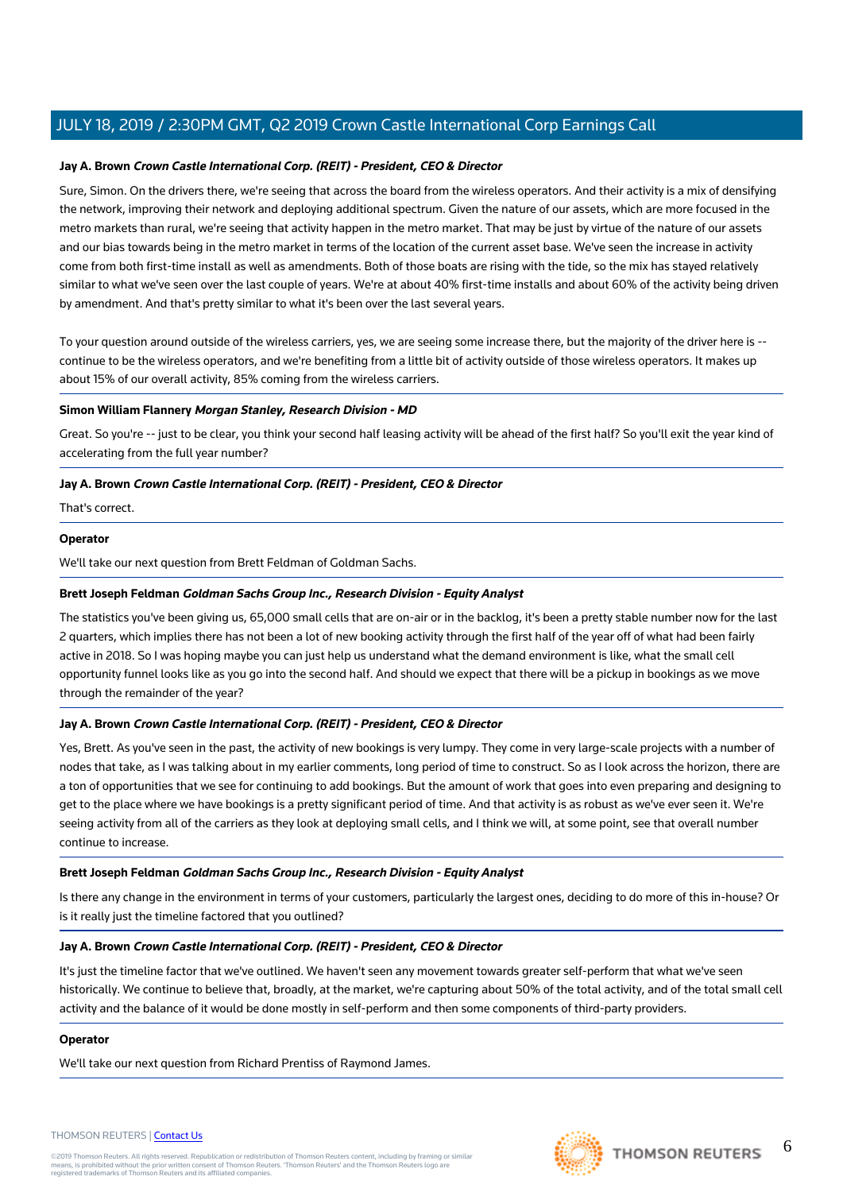**Jay A. Brown** ***Crown Castle International Corp. (REIT) - President, CEO & Director***

Sure, Simon. On the drivers there, we're seeing that across the board from the wireless operators. And their activity is a mix of densifying the network, improving their network and deploying additional spectrum. Given the nature of our assets, which are more focused in the metro markets than rural, we're seeing that activity happen in the metro market. That may be just by virtue of the nature of our assets and our bias towards being in the metro market in terms of the location of the current asset base. We've seen the increase in activity come from both first-time install as well as amendments. Both of those boats are rising with the tide, so the mix has stayed relatively similar to what we've seen over the last couple of years. We're at about 40% first-time installs and about 60% of the activity being driven by amendment. And that's pretty similar to what it's been over the last several years.

To your question around outside of the wireless carriers, yes, we are seeing some increase there, but the majority of the driver here is -- continue to be the wireless operators, and we're benefiting from a little bit of activity outside of those wireless operators. It makes up about 15% of our overall activity, 85% coming from the wireless carriers.

**Simon William Flannery** ***Morgan Stanley, Research Division - MD***

Great. So you're -- just to be clear, you think your second half leasing activity will be ahead of the first half? So you'll exit the year kind of accelerating from the full year number?

**Jay A. Brown** ***Crown Castle International Corp. (REIT) - President, CEO & Director***

That's correct.

**Operator**

We'll take our next question from Brett Feldman of Goldman Sachs.

**Brett Joseph Feldman** ***Goldman Sachs Group Inc., Research Division - Equity Analyst***

The statistics you've been giving us, 65,000 small cells that are on-air or in the backlog, it's been a pretty stable number now for the last 2 quarters, which implies there has not been a lot of new booking activity through the first half of the year off of what had been fairly active in 2018. So I was hoping maybe you can just help us understand what the demand environment is like, what the small cell opportunity funnel looks like as you go into the second half. And should we expect that there will be a pickup in bookings as we move through the remainder of the year?

**Jay A. Brown** ***Crown Castle International Corp. (REIT) - President, CEO & Director***

Yes, Brett. As you've seen in the past, the activity of new bookings is very lumpy. They come in very large-scale projects with a number of nodes that take, as I was talking about in my earlier comments, long period of time to construct. So as I look across the horizon, there are a ton of opportunities that we see for continuing to add bookings. But the amount of work that goes into even preparing and designing to get to the place where we have bookings is a pretty significant period of time. And that activity is as robust as we've ever seen it. We're seeing activity from all of the carriers as they look at deploying small cells, and I think we will, at some point, see that overall number continue to increase.

**Brett Joseph Feldman** ***Goldman Sachs Group Inc., Research Division - Equity Analyst***

Is there any change in the environment in terms of your customers, particularly the largest ones, deciding to do more of this in-house? Or is it really just the timeline factored that you outlined?

**Jay A. Brown** ***Crown Castle International Corp. (REIT) - President, CEO & Director***

It's just the timeline factor that we've outlined. We haven't seen any movement towards greater self-perform that what we've seen historically. We continue to believe that, broadly, at the market, we're capturing about 50% of the total activity, and of the total small cell activity and the balance of it would be done mostly in self-perform and then some components of third-party providers.

**Operator**

We'll take our next question from Richard Prentiss of Raymond James.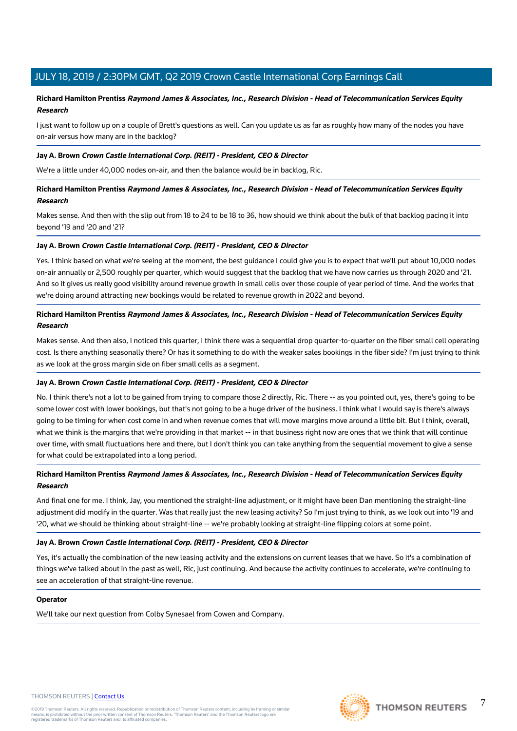**Richard Hamilton Prentiss** ***Raymond James & Associates, Inc., Research Division - Head of Telecommunication Services Equity Research***

I just want to follow up on a couple of Brett's questions as well. Can you update us as far as roughly how many of the nodes you have on-air versus how many are in the backlog?

**Jay A. Brown** ***Crown Castle International Corp. (REIT) - President, CEO & Director***

We're a little under 40,000 nodes on-air, and then the balance would be in backlog, Ric.

**Richard Hamilton Prentiss** ***Raymond James & Associates, Inc., Research Division - Head of Telecommunication Services Equity Research***

Makes sense. And then with the slip out from 18 to 24 to be 18 to 36, how should we think about the bulk of that backlog pacing it into beyond '19 and '20 and '21?

**Jay A. Brown** ***Crown Castle International Corp. (REIT) - President, CEO & Director***

Yes. I think based on what we're seeing at the moment, the best guidance I could give you is to expect that we'll put about 10,000 nodes on-air annually or 2,500 roughly per quarter, which would suggest that the backlog that we have now carries us through 2020 and '21. And so it gives us really good visibility around revenue growth in small cells over those couple of year period of time. And the works that we're doing around attracting new bookings would be related to revenue growth in 2022 and beyond.

**Richard Hamilton Prentiss** ***Raymond James & Associates, Inc., Research Division - Head of Telecommunication Services Equity Research***

Makes sense. And then also, I noticed this quarter, I think there was a sequential drop quarter-to-quarter on the fiber small cell operating cost. Is there anything seasonally there? Or has it something to do with the weaker sales bookings in the fiber side? I'm just trying to think as we look at the gross margin side on fiber small cells as a segment.

**Jay A. Brown** ***Crown Castle International Corp. (REIT) - President, CEO & Director***

No. I think there's not a lot to be gained from trying to compare those 2 directly, Ric. There -- as you pointed out, yes, there's going to be some lower cost with lower bookings, but that's not going to be a huge driver of the business. I think what I would say is there's always going to be timing for when cost come in and when revenue comes that will move margins move around a little bit. But I think, overall, what we think is the margins that we're providing in that market -- in that business right now are ones that we think that will continue over time, with small fluctuations here and there, but I don't think you can take anything from the sequential movement to give a sense for what could be extrapolated into a long period.

**Richard Hamilton Prentiss** ***Raymond James & Associates, Inc., Research Division - Head of Telecommunication Services Equity Research***

And final one for me. I think, Jay, you mentioned the straight-line adjustment, or it might have been Dan mentioning the straight-line adjustment did modify in the quarter. Was that really just the new leasing activity? So I'm just trying to think, as we look out into '19 and '20, what we should be thinking about straight-line -- we're probably looking at straight-line flipping colors at some point.

**Jay A. Brown** ***Crown Castle International Corp. (REIT) - President, CEO & Director***

Yes, it's actually the combination of the new leasing activity and the extensions on current leases that we have. So it's a combination of things we've talked about in the past as well, Ric, just continuing. And because the activity continues to accelerate, we're continuing to see an acceleration of that straight-line revenue.

**Operator**

We'll take our next question from Colby Synesael from Cowen and Company.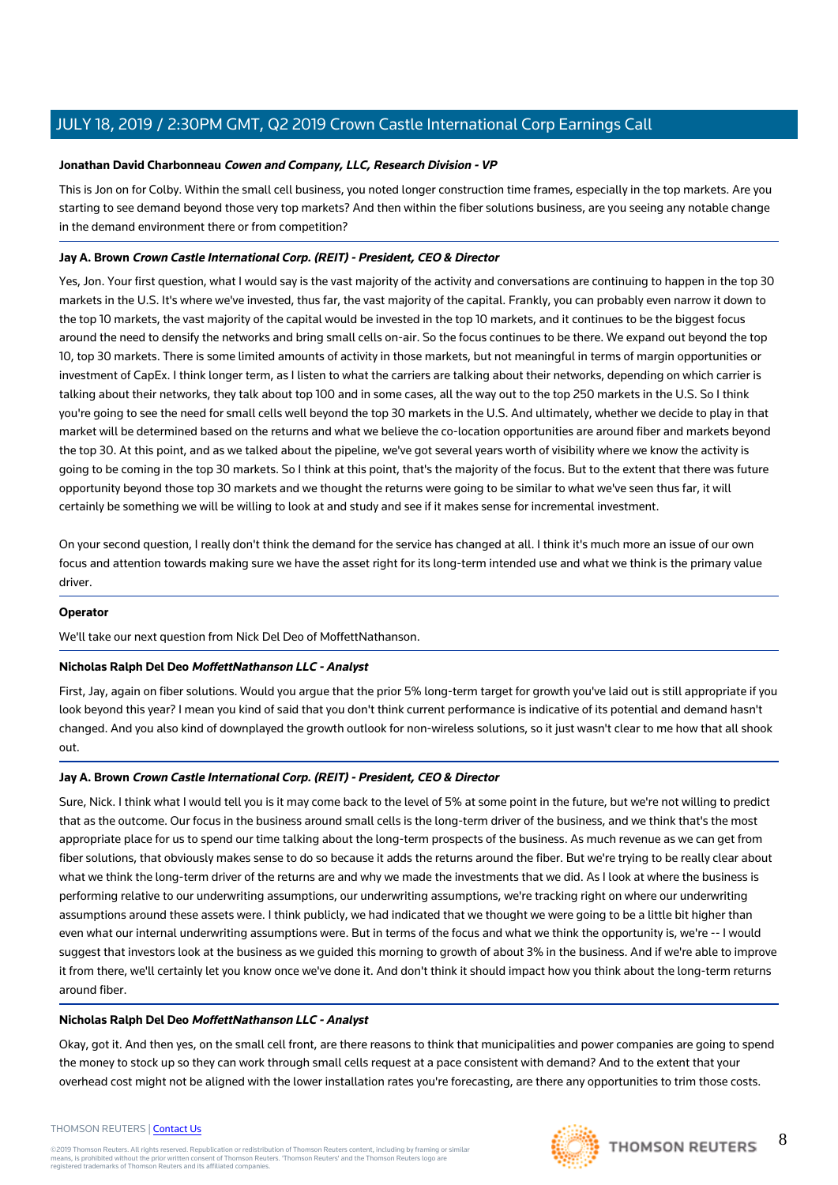**Jonathan David Charbonneau** ***Cowen and Company, LLC, Research Division - VP***

This is Jon on for Colby. Within the small cell business, you noted longer construction time frames, especially in the top markets. Are you starting to see demand beyond those very top markets? And then within the fiber solutions business, are you seeing any notable change in the demand environment there or from competition?

**Jay A. Brown** ***Crown Castle International Corp. (REIT) - President, CEO & Director***

Yes, Jon. Your first question, what I would say is the vast majority of the activity and conversations are continuing to happen in the top 30 markets in the U.S. It's where we've invested, thus far, the vast majority of the capital. Frankly, you can probably even narrow it down to the top 10 markets, the vast majority of the capital would be invested in the top 10 markets, and it continues to be the biggest focus around the need to densify the networks and bring small cells on-air. So the focus continues to be there. We expand out beyond the top 10, top 30 markets. There is some limited amounts of activity in those markets, but not meaningful in terms of margin opportunities or investment of CapEx. I think longer term, as I listen to what the carriers are talking about their networks, depending on which carrier is talking about their networks, they talk about top 100 and in some cases, all the way out to the top 250 markets in the U.S. So I think you're going to see the need for small cells well beyond the top 30 markets in the U.S. And ultimately, whether we decide to play in that market will be determined based on the returns and what we believe the co-location opportunities are around fiber and markets beyond the top 30. At this point, and as we talked about the pipeline, we've got several years worth of visibility where we know the activity is going to be coming in the top 30 markets. So I think at this point, that's the majority of the focus. But to the extent that there was future opportunity beyond those top 30 markets and we thought the returns were going to be similar to what we've seen thus far, it will certainly be something we will be willing to look at and study and see if it makes sense for incremental investment.

On your second question, I really don't think the demand for the service has changed at all. I think it's much more an issue of our own focus and attention towards making sure we have the asset right for its long-term intended use and what we think is the primary value driver.

**Operator**

We'll take our next question from Nick Del Deo of MoffettNathanson.

**Nicholas Ralph Del Deo** ***MoffettNathanson LLC - Analyst***

First, Jay, again on fiber solutions. Would you argue that the prior 5% long-term target for growth you've laid out is still appropriate if you look beyond this year? I mean you kind of said that you don't think current performance is indicative of its potential and demand hasn't changed. And you also kind of downplayed the growth outlook for non-wireless solutions, so it just wasn't clear to me how that all shook out.

**Jay A. Brown** ***Crown Castle International Corp. (REIT) - President, CEO & Director***

Sure, Nick. I think what I would tell you is it may come back to the level of 5% at some point in the future, but we're not willing to predict that as the outcome. Our focus in the business around small cells is the long-term driver of the business, and we think that's the most appropriate place for us to spend our time talking about the long-term prospects of the business. As much revenue as we can get from fiber solutions, that obviously makes sense to do so because it adds the returns around the fiber. But we're trying to be really clear about what we think the long-term driver of the returns are and why we made the investments that we did. As I look at where the business is performing relative to our underwriting assumptions, our underwriting assumptions, we're tracking right on where our underwriting assumptions around these assets were. I think publicly, we had indicated that we thought we were going to be a little bit higher than even what our internal underwriting assumptions were. But in terms of the focus and what we think the opportunity is, we're -- I would suggest that investors look at the business as we guided this morning to growth of about 3% in the business. And if we're able to improve it from there, we'll certainly let you know once we've done it. And don't think it should impact how you think about the long-term returns around fiber.

**Nicholas Ralph Del Deo** ***MoffettNathanson LLC - Analyst***

Okay, got it. And then yes, on the small cell front, are there reasons to think that municipalities and power companies are going to spend the money to stock up so they can work through small cells request at a pace consistent with demand? And to the extent that your overhead cost might not be aligned with the lower installation rates you're forecasting, are there any opportunities to trim those costs.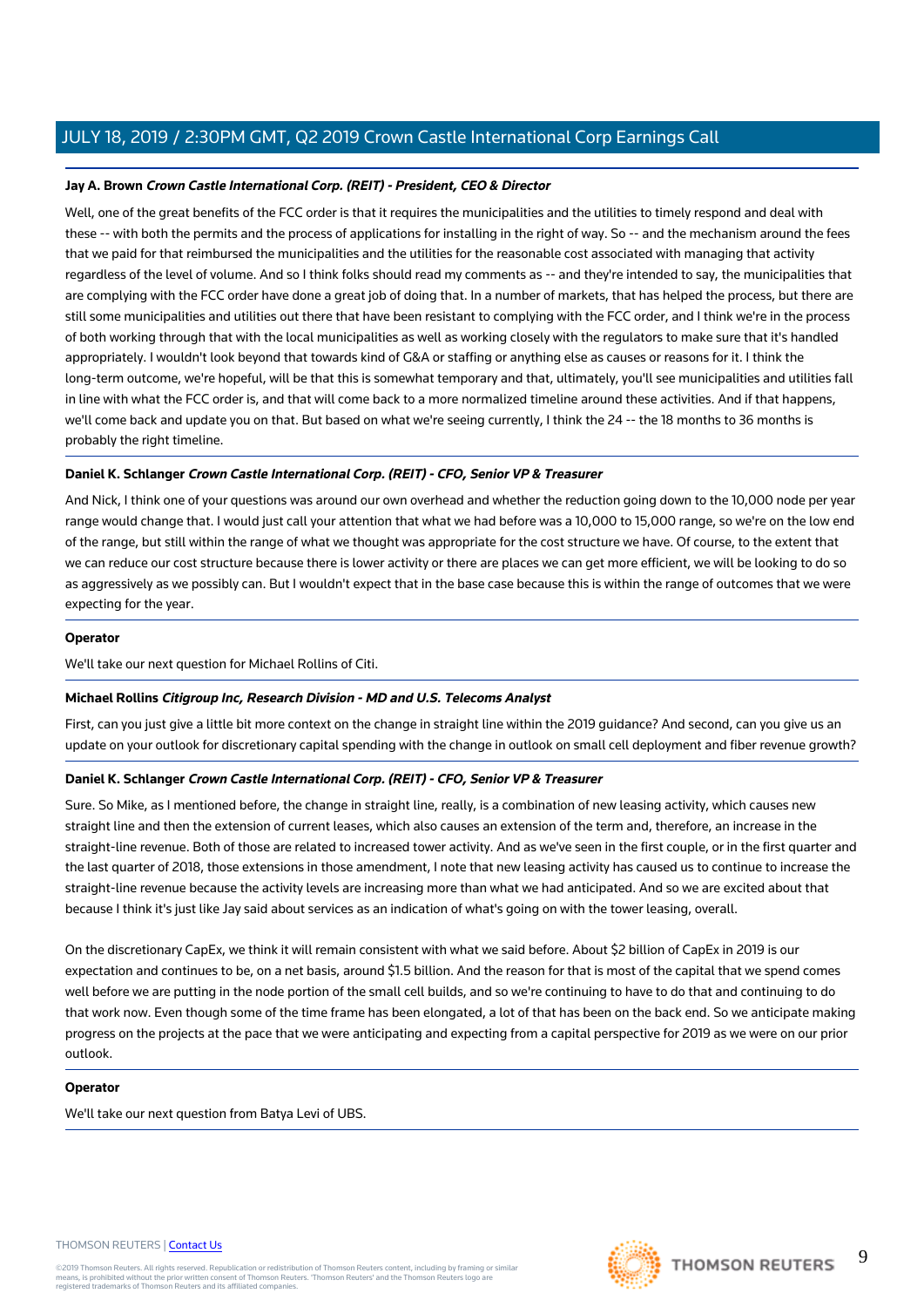**Jay A. Brown** ***Crown Castle International Corp. (REIT) - President, CEO & Director***

Well, one of the great benefits of the FCC order is that it requires the municipalities and the utilities to timely respond and deal with these -- with both the permits and the process of applications for installing in the right of way. So -- and the mechanism around the fees that we paid for that reimbursed the municipalities and the utilities for the reasonable cost associated with managing that activity regardless of the level of volume. And so I think folks should read my comments as -- and they're intended to say, the municipalities that are complying with the FCC order have done a great job of doing that. In a number of markets, that has helped the process, but there are still some municipalities and utilities out there that have been resistant to complying with the FCC order, and I think we're in the process of both working through that with the local municipalities as well as working closely with the regulators to make sure that it's handled appropriately. I wouldn't look beyond that towards kind of G&A or staffing or anything else as causes or reasons for it. I think the long-term outcome, we're hopeful, will be that this is somewhat temporary and that, ultimately, you'll see municipalities and utilities fall in line with what the FCC order is, and that will come back to a more normalized timeline around these activities. And if that happens, we'll come back and update you on that. But based on what we're seeing currently, I think the 24 -- the 18 months to 36 months is probably the right timeline.

**Daniel K. Schlanger** ***Crown Castle International Corp. (REIT) - CFO, Senior VP & Treasurer***

And Nick, I think one of your questions was around our own overhead and whether the reduction going down to the 10,000 node per year range would change that. I would just call your attention that what we had before was a 10,000 to 15,000 range, so we're on the low end of the range, but still within the range of what we thought was appropriate for the cost structure we have. Of course, to the extent that we can reduce our cost structure because there is lower activity or there are places we can get more efficient, we will be looking to do so as aggressively as we possibly can. But I wouldn't expect that in the base case because this is within the range of outcomes that we were expecting for the year.

**Operator**

We'll take our next question for Michael Rollins of Citi.

**Michael Rollins** ***Citigroup Inc, Research Division - MD and U.S. Telecoms Analyst***

First, can you just give a little bit more context on the change in straight line within the 2019 guidance? And second, can you give us an update on your outlook for discretionary capital spending with the change in outlook on small cell deployment and fiber revenue growth?

**Daniel K. Schlanger** ***Crown Castle International Corp. (REIT) - CFO, Senior VP & Treasurer***

Sure. So Mike, as I mentioned before, the change in straight line, really, is a combination of new leasing activity, which causes new straight line and then the extension of current leases, which also causes an extension of the term and, therefore, an increase in the straight-line revenue. Both of those are related to increased tower activity. And as we've seen in the first couple, or in the first quarter and the last quarter of 2018, those extensions in those amendment, I note that new leasing activity has caused us to continue to increase the straight-line revenue because the activity levels are increasing more than what we had anticipated. And so we are excited about that because I think it's just like Jay said about services as an indication of what's going on with the tower leasing, overall.

On the discretionary CapEx, we think it will remain consistent with what we said before. About $2 billion of CapEx in 2019 is our expectation and continues to be, on a net basis, around $1.5 billion. And the reason for that is most of the capital that we spend comes well before we are putting in the node portion of the small cell builds, and so we're continuing to have to do that and continuing to do that work now. Even though some of the time frame has been elongated, a lot of that has been on the back end. So we anticipate making progress on the projects at the pace that we were anticipating and expecting from a capital perspective for 2019 as we were on our prior outlook.

**Operator**

We'll take our next question from Batya Levi of UBS.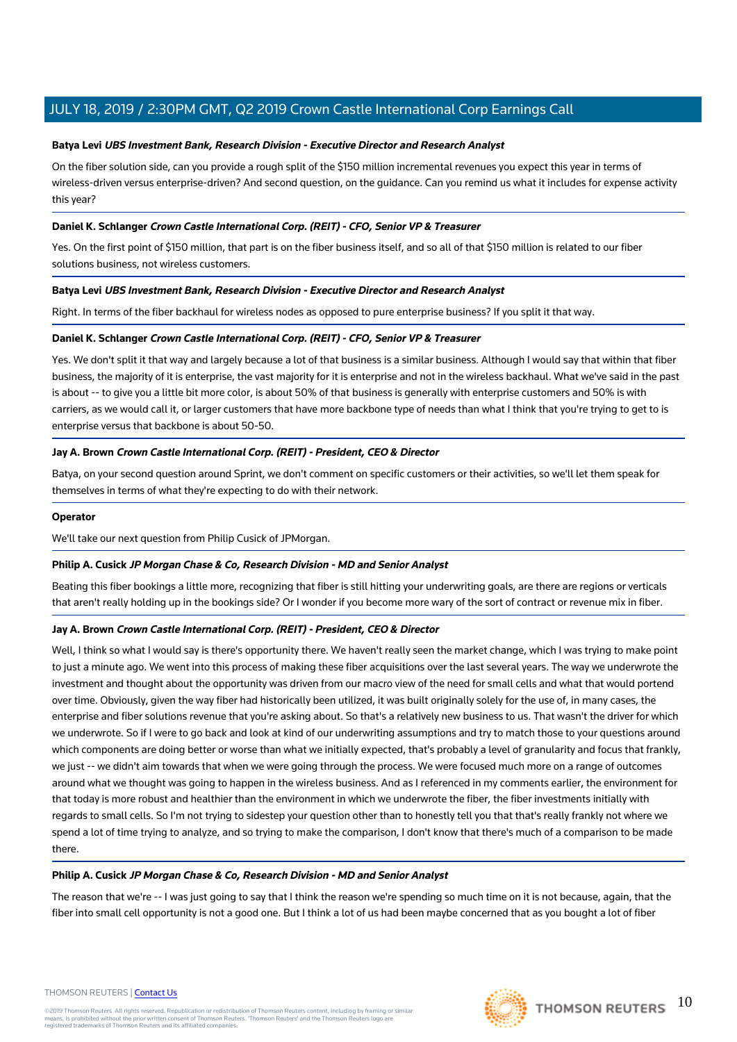**Batya Levi** ***UBS Investment Bank, Research Division - Executive Director and Research Analyst***

On the fiber solution side, can you provide a rough split of the $150 million incremental revenues you expect this year in terms of wireless-driven versus enterprise-driven? And second question, on the guidance. Can you remind us what it includes for expense activity this year?

**Daniel K. Schlanger** ***Crown Castle International Corp. (REIT) - CFO, Senior VP & Treasurer***

Yes. On the first point of $150 million, that part is on the fiber business itself, and so all of that $150 million is related to our fiber solutions business, not wireless customers.

**Batya Levi** ***UBS Investment Bank, Research Division - Executive Director and Research Analyst***

Right. In terms of the fiber backhaul for wireless nodes as opposed to pure enterprise business? If you split it that way.

**Daniel K. Schlanger** ***Crown Castle International Corp. (REIT) - CFO, Senior VP & Treasurer***

Yes. We don't split it that way and largely because a lot of that business is a similar business. Although I would say that within that fiber business, the majority of it is enterprise, the vast majority for it is enterprise and not in the wireless backhaul. What we've said in the past is about -- to give you a little bit more color, is about 50% of that business is generally with enterprise customers and 50% is with carriers, as we would call it, or larger customers that have more backbone type of needs than what I think that you're trying to get to is enterprise versus that backbone is about 50-50.

**Jay A. Brown** ***Crown Castle International Corp. (REIT) - President, CEO & Director***

Batya, on your second question around Sprint, we don't comment on specific customers or their activities, so we'll let them speak for themselves in terms of what they're expecting to do with their network.

**Operator**

We'll take our next question from Philip Cusick of JPMorgan.

**Philip A. Cusick** ***JP Morgan Chase & Co, Research Division - MD and Senior Analyst***

Beating this fiber bookings a little more, recognizing that fiber is still hitting your underwriting goals, are there are regions or verticals that aren't really holding up in the bookings side? Or I wonder if you become more wary of the sort of contract or revenue mix in fiber.

**Jay A. Brown** ***Crown Castle International Corp. (REIT) - President, CEO & Director***

Well, I think so what I would say is there's opportunity there. We haven't really seen the market change, which I was trying to make point to just a minute ago. We went into this process of making these fiber acquisitions over the last several years. The way we underwrote the investment and thought about the opportunity was driven from our macro view of the need for small cells and what that would portend over time. Obviously, given the way fiber had historically been utilized, it was built originally solely for the use of, in many cases, the enterprise and fiber solutions revenue that you're asking about. So that's a relatively new business to us. That wasn't the driver for which we underwrote. So if I were to go back and look at kind of our underwriting assumptions and try to match those to your questions around which components are doing better or worse than what we initially expected, that's probably a level of granularity and focus that frankly, we just -- we didn't aim towards that when we were going through the process. We were focused much more on a range of outcomes around what we thought was going to happen in the wireless business. And as I referenced in my comments earlier, the environment for that today is more robust and healthier than the environment in which we underwrote the fiber, the fiber investments initially with regards to small cells. So I'm not trying to sidestep your question other than to honestly tell you that that's really frankly not where we spend a lot of time trying to analyze, and so trying to make the comparison, I don't know that there's much of a comparison to be made there.

**Philip A. Cusick** ***JP Morgan Chase & Co, Research Division - MD and Senior Analyst***

The reason that we're -- I was just going to say that I think the reason we're spending so much time on it is not because, again, that the fiber into small cell opportunity is not a good one. But I think a lot of us had been maybe concerned that as you bought a lot of fiber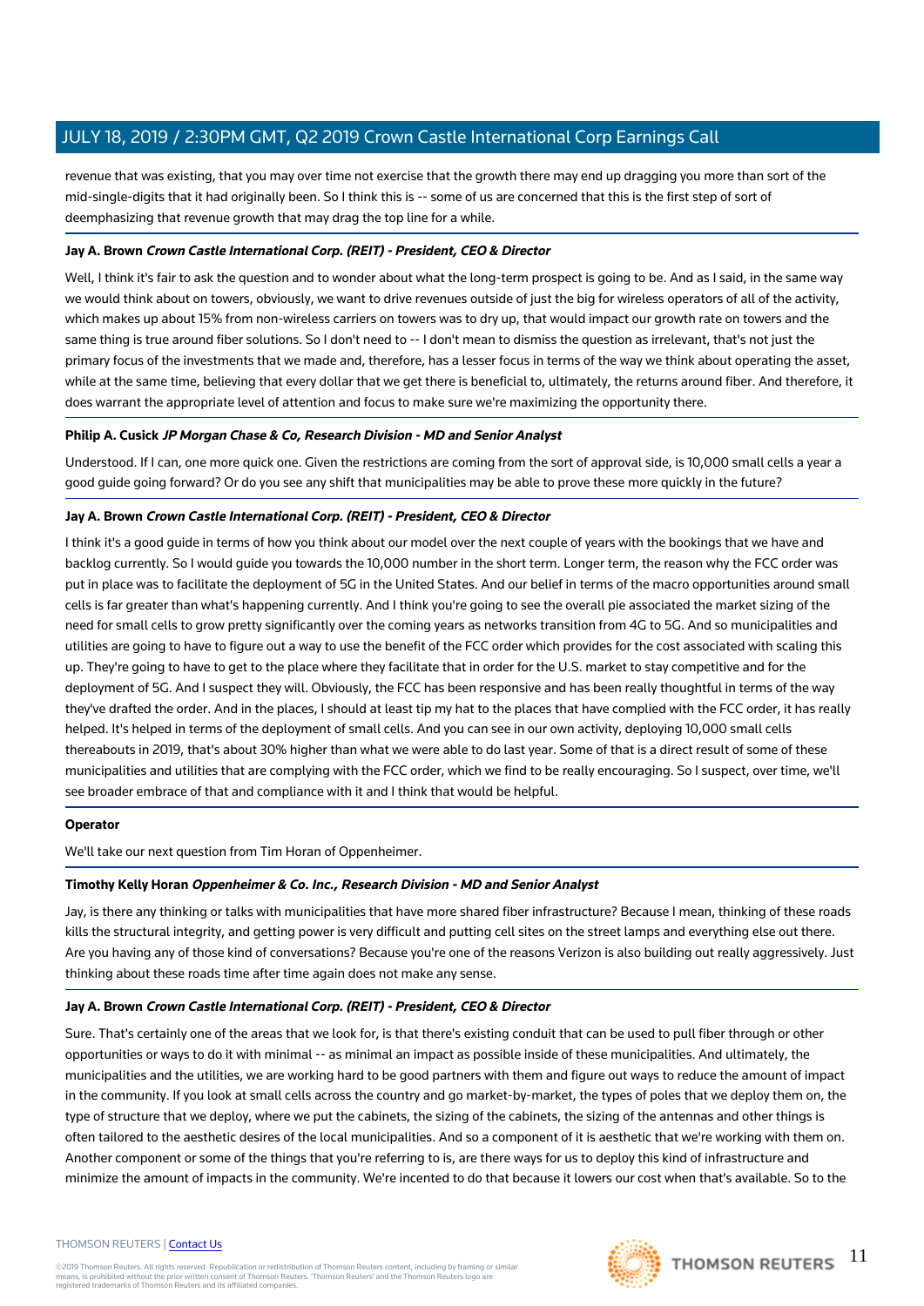revenue that was existing, that you may over time not exercise that the growth there may end up dragging you more than sort of the mid-single-digits that it had originally been. So I think this is -- some of us are concerned that this is the first step of sort of deemphasizing that revenue growth that may drag the top line for a while.

**Jay A. Brown** ***Crown Castle International Corp. (REIT) - President, CEO & Director***

Well, I think it's fair to ask the question and to wonder about what the long-term prospect is going to be. And as I said, in the same way we would think about on towers, obviously, we want to drive revenues outside of just the big for wireless operators of all of the activity, which makes up about 15% from non-wireless carriers on towers was to dry up, that would impact our growth rate on towers and the same thing is true around fiber solutions. So I don't need to -- I don't mean to dismiss the question as irrelevant, that's not just the primary focus of the investments that we made and, therefore, has a lesser focus in terms of the way we think about operating the asset, while at the same time, believing that every dollar that we get there is beneficial to, ultimately, the returns around fiber. And therefore, it does warrant the appropriate level of attention and focus to make sure we're maximizing the opportunity there.

**Philip A. Cusick** ***JP Morgan Chase & Co, Research Division - MD and Senior Analyst***

Understood. If I can, one more quick one. Given the restrictions are coming from the sort of approval side, is 10,000 small cells a year a good guide going forward? Or do you see any shift that municipalities may be able to prove these more quickly in the future?

**Jay A. Brown** ***Crown Castle International Corp. (REIT) - President, CEO & Director***

I think it's a good guide in terms of how you think about our model over the next couple of years with the bookings that we have and backlog currently. So I would guide you towards the 10,000 number in the short term. Longer term, the reason why the FCC order was put in place was to facilitate the deployment of 5G in the United States. And our belief in terms of the macro opportunities around small cells is far greater than what's happening currently. And I think you're going to see the overall pie associated the market sizing of the need for small cells to grow pretty significantly over the coming years as networks transition from 4G to 5G. And so municipalities and utilities are going to have to figure out a way to use the benefit of the FCC order which provides for the cost associated with scaling this up. They're going to have to get to the place where they facilitate that in order for the U.S. market to stay competitive and for the deployment of 5G. And I suspect they will. Obviously, the FCC has been responsive and has been really thoughtful in terms of the way they've drafted the order. And in the places, I should at least tip my hat to the places that have complied with the FCC order, it has really helped. It's helped in terms of the deployment of small cells. And you can see in our own activity, deploying 10,000 small cells thereabouts in 2019, that's about 30% higher than what we were able to do last year. Some of that is a direct result of some of these municipalities and utilities that are complying with the FCC order, which we find to be really encouraging. So I suspect, over time, we'll see broader embrace of that and compliance with it and I think that would be helpful.

**Operator**

We'll take our next question from Tim Horan of Oppenheimer.

**Timothy Kelly Horan** ***Oppenheimer & Co. Inc., Research Division - MD and Senior Analyst***

Jay, is there any thinking or talks with municipalities that have more shared fiber infrastructure? Because I mean, thinking of these roads kills the structural integrity, and getting power is very difficult and putting cell sites on the street lamps and everything else out there. Are you having any of those kind of conversations? Because you're one of the reasons Verizon is also building out really aggressively. Just thinking about these roads time after time again does not make any sense.

**Jay A. Brown** ***Crown Castle International Corp. (REIT) - President, CEO & Director***

Sure. That's certainly one of the areas that we look for, is that there's existing conduit that can be used to pull fiber through or other opportunities or ways to do it with minimal -- as minimal an impact as possible inside of these municipalities. And ultimately, the municipalities and the utilities, we are working hard to be good partners with them and figure out ways to reduce the amount of impact in the community. If you look at small cells across the country and go market-by-market, the types of poles that we deploy them on, the type of structure that we deploy, where we put the cabinets, the sizing of the cabinets, the sizing of the antennas and other things is often tailored to the aesthetic desires of the local municipalities. And so a component of it is aesthetic that we're working with them on. Another component or some of the things that you're referring to is, are there ways for us to deploy this kind of infrastructure and minimize the amount of impacts in the community. We're incented to do that because it lowers our cost when that's available. So to the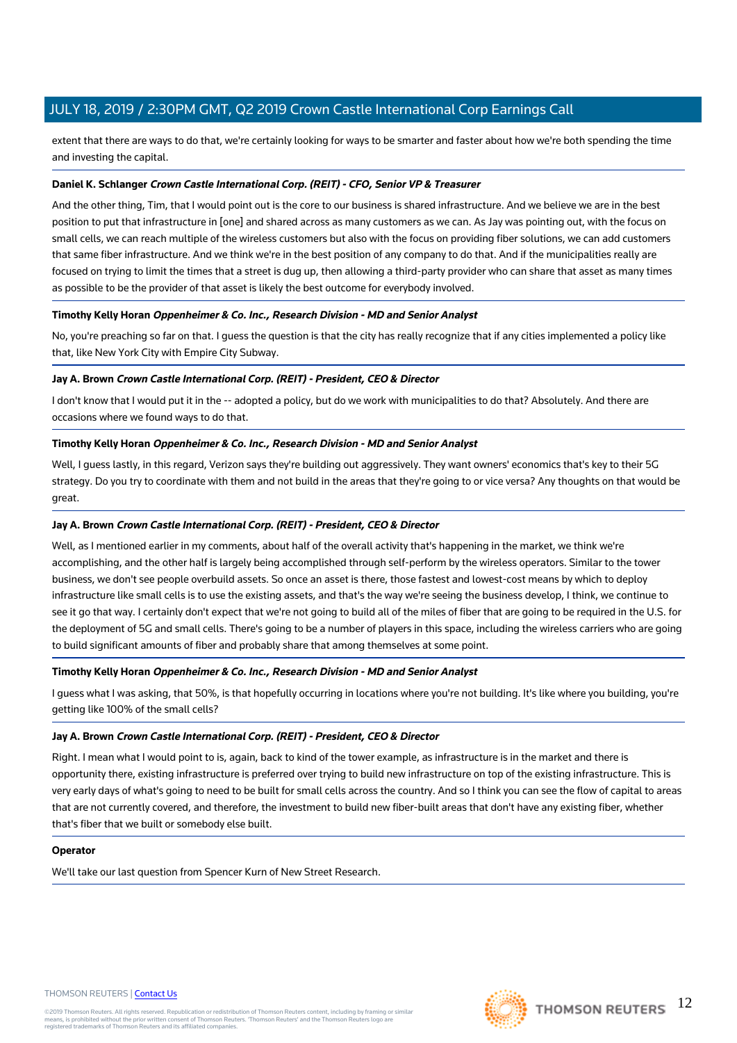extent that there are ways to do that, we're certainly looking for ways to be smarter and faster about how we're both spending the time and investing the capital.

**Daniel K. Schlanger** ***Crown Castle International Corp. (REIT) - CFO, Senior VP & Treasurer***

And the other thing, Tim, that I would point out is the core to our business is shared infrastructure. And we believe we are in the best position to put that infrastructure in [one] and shared across as many customers as we can. As Jay was pointing out, with the focus on small cells, we can reach multiple of the wireless customers but also with the focus on providing fiber solutions, we can add customers that same fiber infrastructure. And we think we're in the best position of any company to do that. And if the municipalities really are focused on trying to limit the times that a street is dug up, then allowing a third-party provider who can share that asset as many times as possible to be the provider of that asset is likely the best outcome for everybody involved.

**Timothy Kelly Horan** ***Oppenheimer & Co. Inc., Research Division - MD and Senior Analyst***

No, you're preaching so far on that. I guess the question is that the city has really recognize that if any cities implemented a policy like that, like New York City with Empire City Subway.

**Jay A. Brown** ***Crown Castle International Corp. (REIT) - President, CEO & Director***

I don't know that I would put it in the -- adopted a policy, but do we work with municipalities to do that? Absolutely. And there are occasions where we found ways to do that.

**Timothy Kelly Horan** ***Oppenheimer & Co. Inc., Research Division - MD and Senior Analyst***

Well, I guess lastly, in this regard, Verizon says they're building out aggressively. They want owners' economics that's key to their 5G strategy. Do you try to coordinate with them and not build in the areas that they're going to or vice versa? Any thoughts on that would be great.

**Jay A. Brown** ***Crown Castle International Corp. (REIT) - President, CEO & Director***

Well, as I mentioned earlier in my comments, about half of the overall activity that's happening in the market, we think we're accomplishing, and the other half is largely being accomplished through self-perform by the wireless operators. Similar to the tower business, we don't see people overbuild assets. So once an asset is there, those fastest and lowest-cost means by which to deploy infrastructure like small cells is to use the existing assets, and that's the way we're seeing the business develop, I think, we continue to see it go that way. I certainly don't expect that we're not going to build all of the miles of fiber that are going to be required in the U.S. for the deployment of 5G and small cells. There's going to be a number of players in this space, including the wireless carriers who are going to build significant amounts of fiber and probably share that among themselves at some point.

**Timothy Kelly Horan** ***Oppenheimer & Co. Inc., Research Division - MD and Senior Analyst***

I guess what I was asking, that 50%, is that hopefully occurring in locations where you're not building. It's like where you building, you're getting like 100% of the small cells?

**Jay A. Brown** ***Crown Castle International Corp. (REIT) - President, CEO & Director***

Right. I mean what I would point to is, again, back to kind of the tower example, as infrastructure is in the market and there is opportunity there, existing infrastructure is preferred over trying to build new infrastructure on top of the existing infrastructure. This is very early days of what's going to need to be built for small cells across the country. And so I think you can see the flow of capital to areas that are not currently covered, and therefore, the investment to build new fiber-built areas that don't have any existing fiber, whether that's fiber that we built or somebody else built.

**Operator**

We'll take our last question from Spencer Kurn of New Street Research.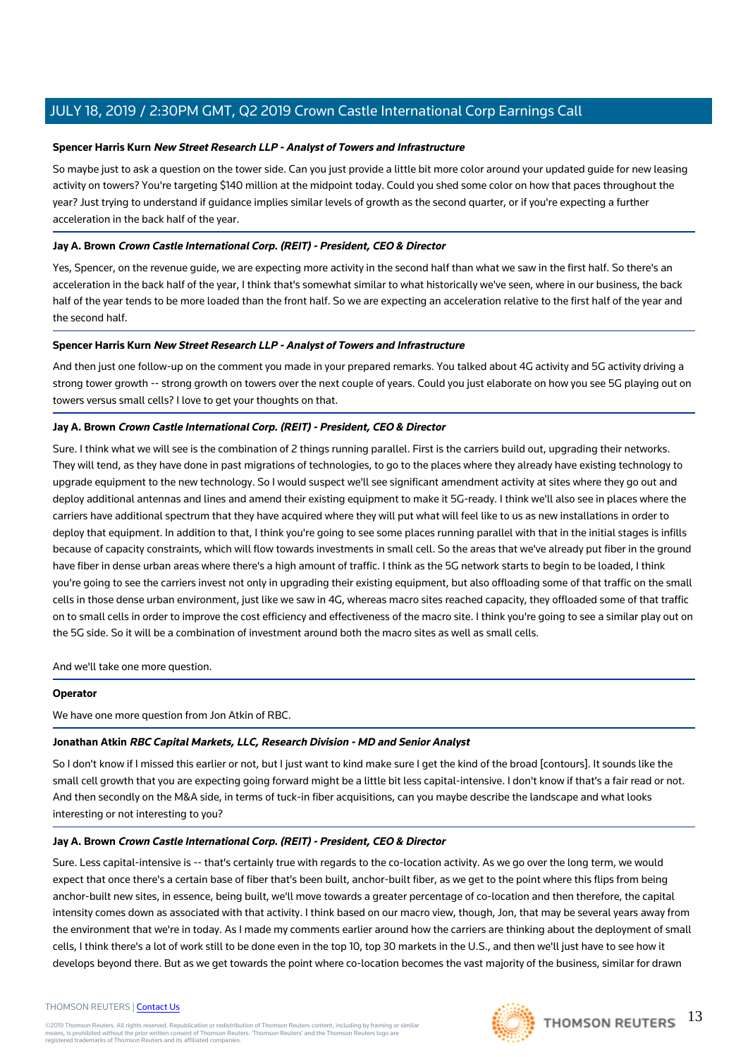**Spencer Harris Kurn** ***New Street Research LLP - Analyst of Towers and Infrastructure***

So maybe just to ask a question on the tower side. Can you just provide a little bit more color around your updated guide for new leasing activity on towers? You're targeting $140 million at the midpoint today. Could you shed some color on how that paces throughout the year? Just trying to understand if guidance implies similar levels of growth as the second quarter, or if you're expecting a further acceleration in the back half of the year.

**Jay A. Brown** ***Crown Castle International Corp. (REIT) - President, CEO & Director***

Yes, Spencer, on the revenue guide, we are expecting more activity in the second half than what we saw in the first half. So there's an acceleration in the back half of the year, I think that's somewhat similar to what historically we've seen, where in our business, the back half of the year tends to be more loaded than the front half. So we are expecting an acceleration relative to the first half of the year and the second half.

**Spencer Harris Kurn** ***New Street Research LLP - Analyst of Towers and Infrastructure***

And then just one follow-up on the comment you made in your prepared remarks. You talked about 4G activity and 5G activity driving a strong tower growth -- strong growth on towers over the next couple of years. Could you just elaborate on how you see 5G playing out on towers versus small cells? I love to get your thoughts on that.

**Jay A. Brown** ***Crown Castle International Corp. (REIT) - President, CEO & Director***

Sure. I think what we will see is the combination of 2 things running parallel. First is the carriers build out, upgrading their networks. They will tend, as they have done in past migrations of technologies, to go to the places where they already have existing technology to upgrade equipment to the new technology. So I would suspect we'll see significant amendment activity at sites where they go out and deploy additional antennas and lines and amend their existing equipment to make it 5G-ready. I think we'll also see in places where the carriers have additional spectrum that they have acquired where they will put what will feel like to us as new installations in order to deploy that equipment. In addition to that, I think you're going to see some places running parallel with that in the initial stages is infills because of capacity constraints, which will flow towards investments in small cell. So the areas that we've already put fiber in the ground have fiber in dense urban areas where there's a high amount of traffic. I think as the 5G network starts to begin to be loaded, I think you're going to see the carriers invest not only in upgrading their existing equipment, but also offloading some of that traffic on the small cells in those dense urban environment, just like we saw in 4G, whereas macro sites reached capacity, they offloaded some of that traffic on to small cells in order to improve the cost efficiency and effectiveness of the macro site. I think you're going to see a similar play out on the 5G side. So it will be a combination of investment around both the macro sites as well as small cells.

And we'll take one more question.

**Operator**

We have one more question from Jon Atkin of RBC.

**Jonathan Atkin** ***RBC Capital Markets, LLC, Research Division - MD and Senior Analyst***

So I don't know if I missed this earlier or not, but I just want to kind make sure I get the kind of the broad [contours]. It sounds like the small cell growth that you are expecting going forward might be a little bit less capital-intensive. I don't know if that's a fair read or not. And then secondly on the M&A side, in terms of tuck-in fiber acquisitions, can you maybe describe the landscape and what looks interesting or not interesting to you?

**Jay A. Brown** ***Crown Castle International Corp. (REIT) - President, CEO & Director***

Sure. Less capital-intensive is -- that's certainly true with regards to the co-location activity. As we go over the long term, we would expect that once there's a certain base of fiber that's been built, anchor-built fiber, as we get to the point where this flips from being anchor-built new sites, in essence, being built, we'll move towards a greater percentage of co-location and then therefore, the capital intensity comes down as associated with that activity. I think based on our macro view, though, Jon, that may be several years away from the environment that we're in today. As I made my comments earlier around how the carriers are thinking about the deployment of small cells, I think there's a lot of work still to be done even in the top 10, top 30 markets in the U.S., and then we'll just have to see how it develops beyond there. But as we get towards the point where co-location becomes the vast majority of the business, similar for drawn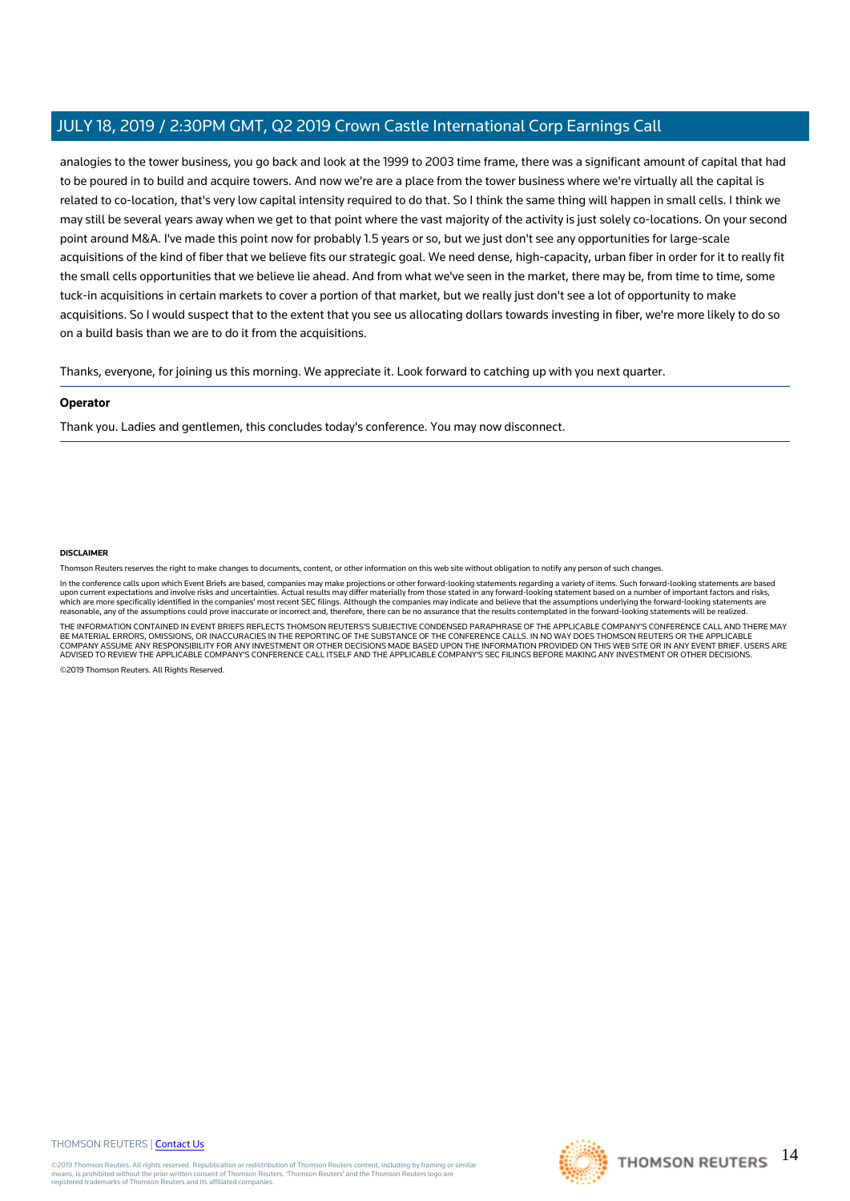analogies to the tower business, you go back and look at the 1999 to 2003 time frame, there was a significant amount of capital that had to be poured in to build and acquire towers. And now we're are a place from the tower business where we're virtually all the capital is related to co-location, that's very low capital intensity required to do that. So I think the same thing will happen in small cells. I think we may still be several years away when we get to that point where the vast majority of the activity is just solely co-locations. On your second point around M&A. I've made this point now for probably 1.5 years or so, but we just don't see any opportunities for large-scale acquisitions of the kind of fiber that we believe fits our strategic goal. We need dense, high-capacity, urban fiber in order for it to really fit the small cells opportunities that we believe lie ahead. And from what we've seen in the market, there may be, from time to time, some tuck-in acquisitions in certain markets to cover a portion of that market, but we really just don't see a lot of opportunity to make acquisitions. So I would suspect that to the extent that you see us allocating dollars towards investing in fiber, we're more likely to do so on a build basis than we are to do it from the acquisitions.

Thanks, everyone, for joining us this morning. We appreciate it. Look forward to catching up with you next quarter.

---

**Operator**

Thank you. Ladies and gentlemen, this concludes today's conference. You may now disconnect.

---

**DISCLAIMER**

Thomson Reuters reserves the right to make changes to documents, content, or other information on this web site without obligation to notify any person of such changes.

In the conference calls upon which Event Briefs are based, companies may make projections or other forward-looking statements regarding a variety of items. Such forward-looking statements are based upon current expectations and involve risks and uncertainties. Actual results may differ materially from those stated in any forward-looking statement based on a number of important factors and risks, which are more specifically identified in the companies' most recent SEC filings. Although the companies may indicate and believe that the assumptions underlying the forward-looking statements are reasonable, any of the assumptions could prove inaccurate or incorrect and, therefore, there can be no assurance that the results contemplated in the forward-looking statements will be realized.

THE INFORMATION CONTAINED IN EVENT BRIEFS REFLECTS THOMSON REUTERS'S SUBJECTIVE CONDENSED PARAPHRASE OF THE APPLICABLE COMPANY'S CONFERENCE CALL AND THERE MAY BE MATERIAL ERRORS, OMISSIONS, OR INACCURACIES IN THE REPORTING OF THE SUBSTANCE OF THE CONFERENCE CALLS. IN NO WAY DOES THOMSON REUTERS OR THE APPLICABLE COMPANY ASSUME ANY RESPONSIBILITY FOR ANY INVESTMENT OR OTHER DECISIONS MADE BASED UPON THE INFORMATION PROVIDED ON THIS WEB SITE OR IN ANY EVENT BRIEF. USERS ARE ADVISED TO REVIEW THE APPLICABLE COMPANY'S CONFERENCE CALL ITSELF AND THE APPLICABLE COMPANY'S SEC FILINGS BEFORE MAKING ANY INVESTMENT OR OTHER DECISIONS.

©2019 Thomson Reuters. All Rights Reserved.